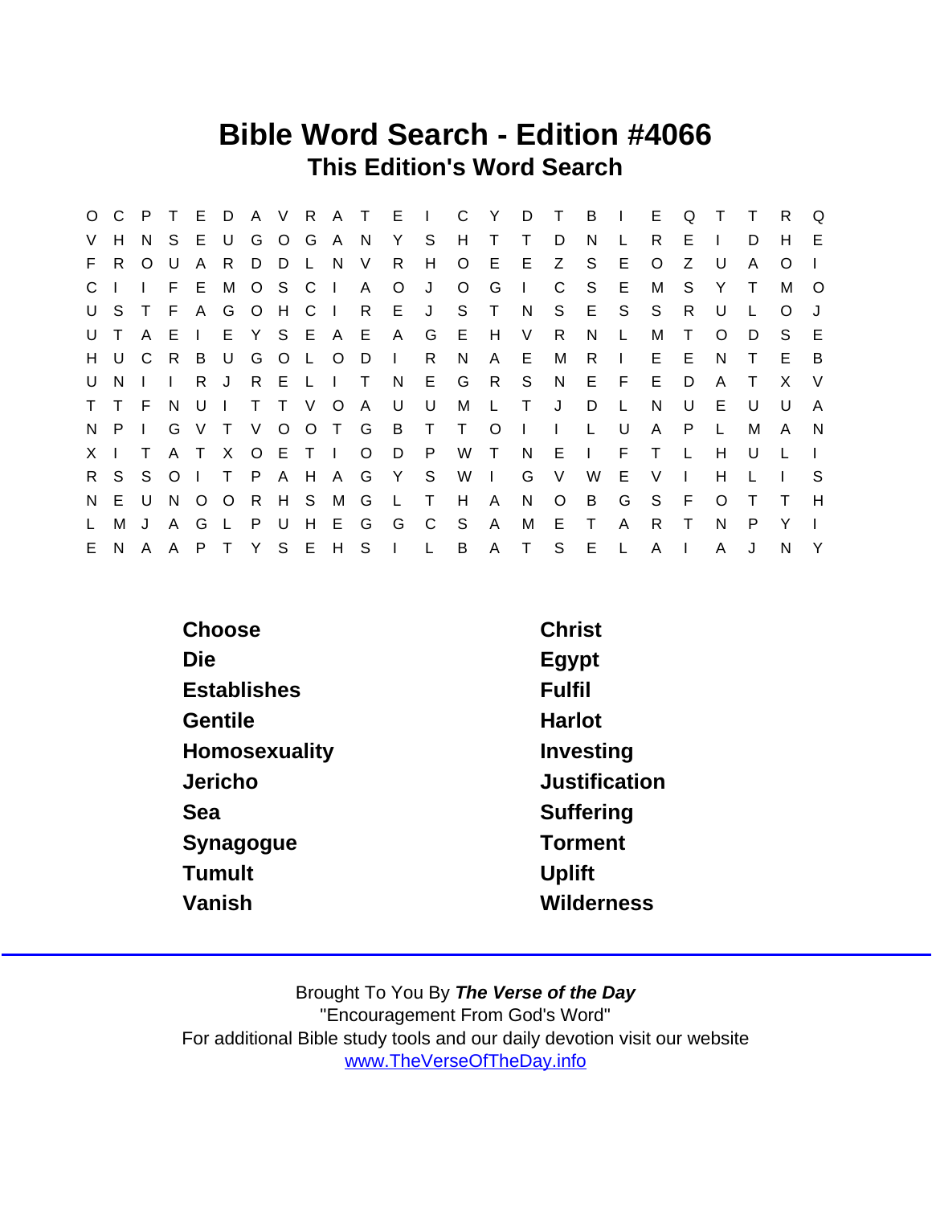# Bible Word Search - Edition #4066

## This Edition's Word Search

```
O C P T E D A V R A T E I C Y D T B I E Q T T R Q
V H N S E U G O G A N Y S H T T D N L R E I D H E
F R O U A R D D L N V R H O E E Z S E O Z U A O I
C I I F E M O S C I A O J O G I C S E M S Y T M O
U S T F A G O H C I R E J S T N S E S S R U L O J
U T A E I E Y S E A E A G E H V R N L M T O D S E
H U C R B U G O L O D I R N A E M R I E E N T E B
U N I I R J R E L I T N E G R S N E F E D A T X V
T T F N U I T T V O A U U M L T J D L N U E U U A
N P I G V T V O O T G B T T O I I L U A P L M A N
X I T A T X O E T I O D P W T N E I F T L H U L I
R S S O I T P A H A G Y S W I G V W E V I H L I S
N E U N O O R H S M G L T H A N O B G S F O T T H
L M J A G L P U H E G G C S A M E T A R T N P Y I
E N A A P T Y S E H S I L B A T S E L A I A J N Y
```

| | |
|---|---|
| Choose | Christ |
| Die | Egypt |
| Establishes | Fulfil |
| Gentile | Harlot |
| Homosexuality | Investing |
| Jericho | Justification |
| Sea | Suffering |
| Synagogue | Torment |
| Tumult | Uplift |
| Vanish | Wilderness |

Brought To You By ***The Verse of the Day***
"Encouragement From God's Word"
For additional Bible study tools and our daily devotion visit our website
www.TheVerseOfTheDay.info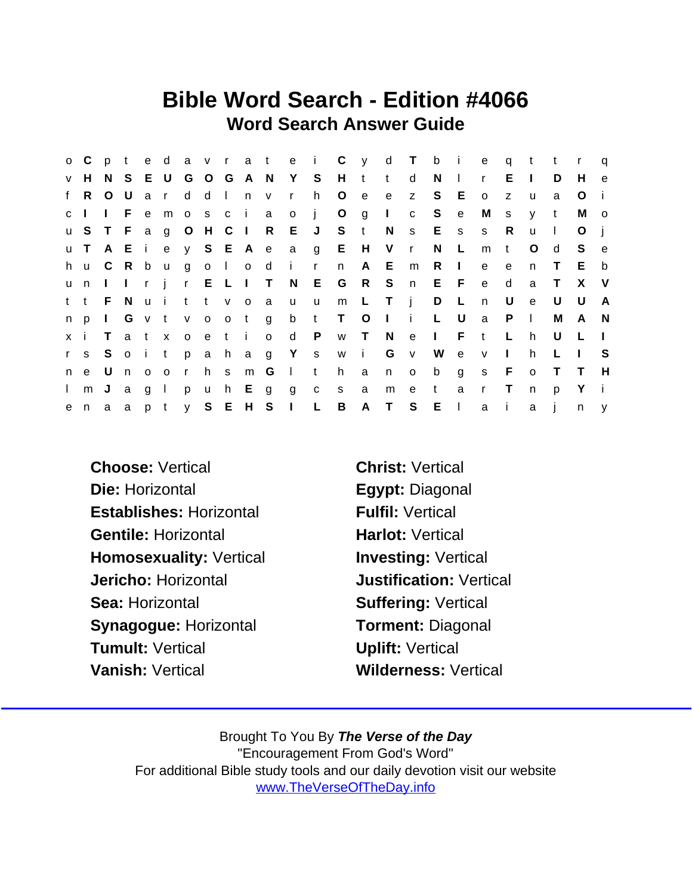# Bible Word Search - Edition #4066

## Word Search Answer Guide

```
o C p t e d a v r a t e i C y d T b i e q t t r q
v H N S E U G O G A N Y S H t t d N l r E I D H e
f R O U a r d d l n v r h O e e z S E o z u a O i
c I I F e m o s c i a o j O g I c S e M s y t M o
u S T F a g O H C I R E J S t N s E s s R u l O j
u T A E i e y S E A e a g E H V r N L m t O d S e
h u C R b u g o l o d i r n A E m R I e e n T E b
u n I I r j r E L I T N E G R S n E F e d a T X V
t t F N u i t t v o a u u m L T j D L n U e U U A
n p I G v t v o o t g b t T O I i L U a P l M A N
x i T a t x o e t i o d P w T N e I F t L h U L I
r s S o i t p a h a g Y s w i G v W e v I h L I S
n e U n o o r h s m G l t h a n o b g s F o T T H
l m J a g l p u h E g g c s a m e t a r T n p Y i
e n a a p t y S E H S I L B A T S E l a i a j n y
```

**Choose:** Vertical

**Christ:** Vertical

**Die:** Horizontal

**Egypt:** Diagonal

**Establishes:** Horizontal

**Fulfil:** Vertical

**Gentile:** Horizontal

**Harlot:** Vertical

**Homosexuality:** Vertical

**Investing:** Vertical

**Jericho:** Horizontal

**Justification:** Vertical

**Sea:** Horizontal

**Suffering:** Vertical

**Synagogue:** Horizontal

**Torment:** Diagonal

**Tumult:** Vertical

**Uplift:** Vertical

**Vanish:** Vertical

**Wilderness:** Vertical

---

Brought To You By ***The Verse of the Day***
"Encouragement From God's Word"
For additional Bible study tools and our daily devotion visit our website
www.TheVerseOfTheDay.info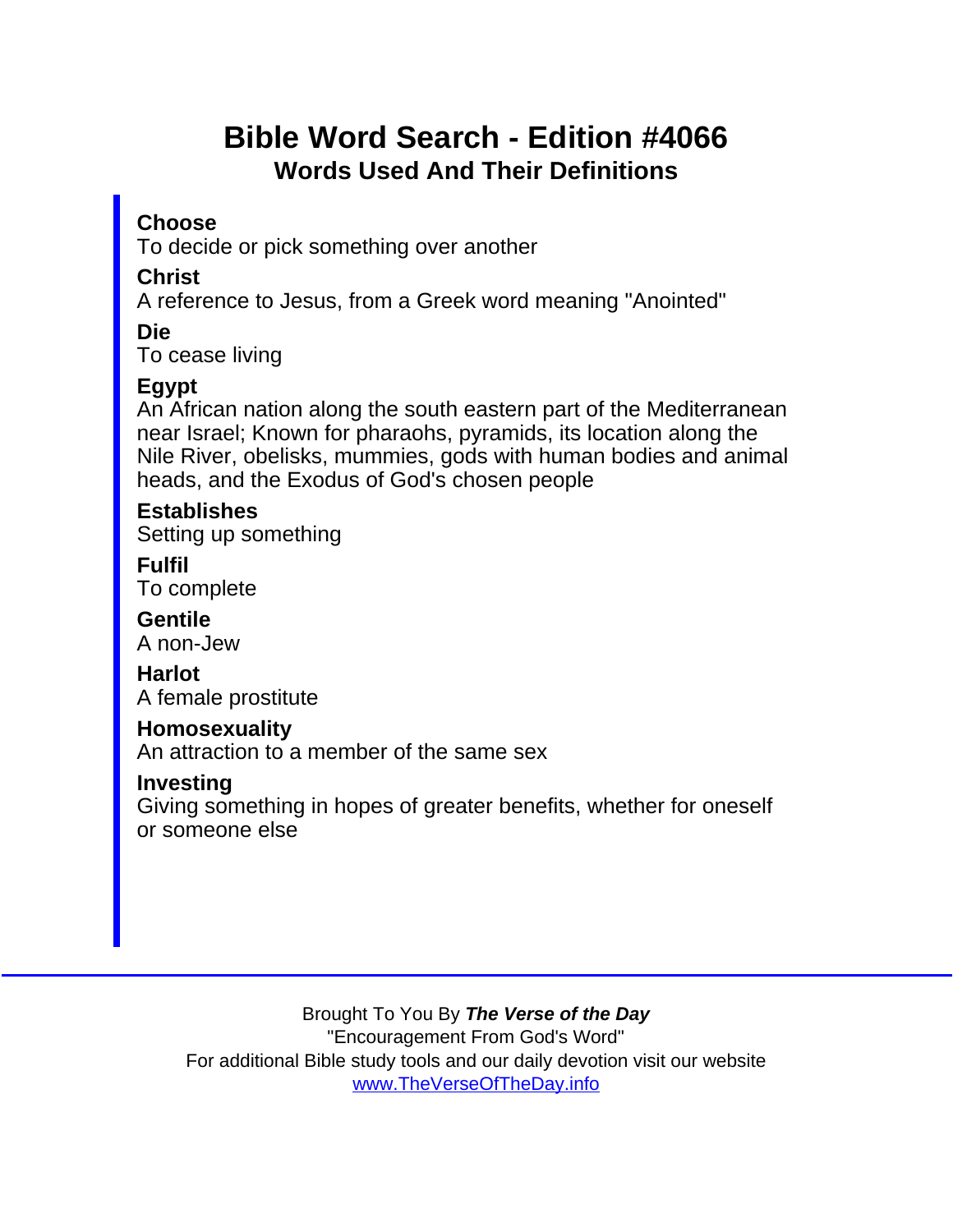# Bible Word Search - Edition #4066

## Words Used And Their Definitions

**Choose**
To decide or pick something over another

**Christ**
A reference to Jesus, from a Greek word meaning "Anointed"

**Die**
To cease living

**Egypt**
An African nation along the south eastern part of the Mediterranean near Israel; Known for pharaohs, pyramids, its location along the Nile River, obelisks, mummies, gods with human bodies and animal heads, and the Exodus of God's chosen people

**Establishes**
Setting up something

**Fulfil**
To complete

**Gentile**
A non-Jew

**Harlot**
A female prostitute

**Homosexuality**
An attraction to a member of the same sex

**Investing**
Giving something in hopes of greater benefits, whether for oneself or someone else

---

Brought To You By ***The Verse of the Day***
"Encouragement From God's Word"
For additional Bible study tools and our daily devotion visit our website
[www.TheVerseOfTheDay.info](http://www.TheVerseOfTheDay.info)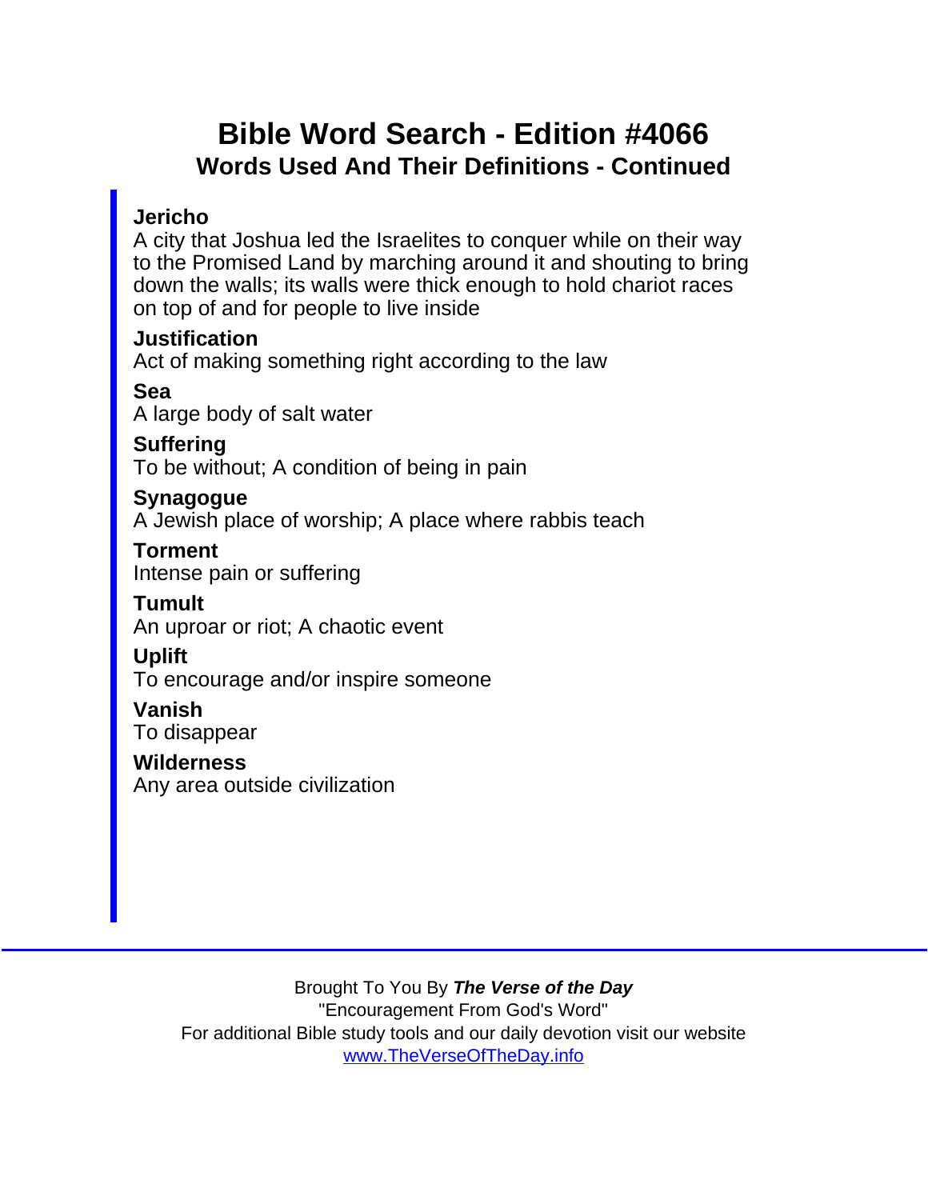# Bible Word Search - Edition #4066

## Words Used And Their Definitions - Continued

**Jericho**
A city that Joshua led the Israelites to conquer while on their way to the Promised Land by marching around it and shouting to bring down the walls; its walls were thick enough to hold chariot races on top of and for people to live inside

**Justification**
Act of making something right according to the law

**Sea**
A large body of salt water

**Suffering**
To be without; A condition of being in pain

**Synagogue**
A Jewish place of worship; A place where rabbis teach

**Torment**
Intense pain or suffering

**Tumult**
An uproar or riot; A chaotic event

**Uplift**
To encourage and/or inspire someone

**Vanish**
To disappear

**Wilderness**
Any area outside civilization

---

Brought To You By ***The Verse of the Day***
"Encouragement From God's Word"
For additional Bible study tools and our daily devotion visit our website
[www.TheVerseOfTheDay.info](http://www.TheVerseOfTheDay.info)